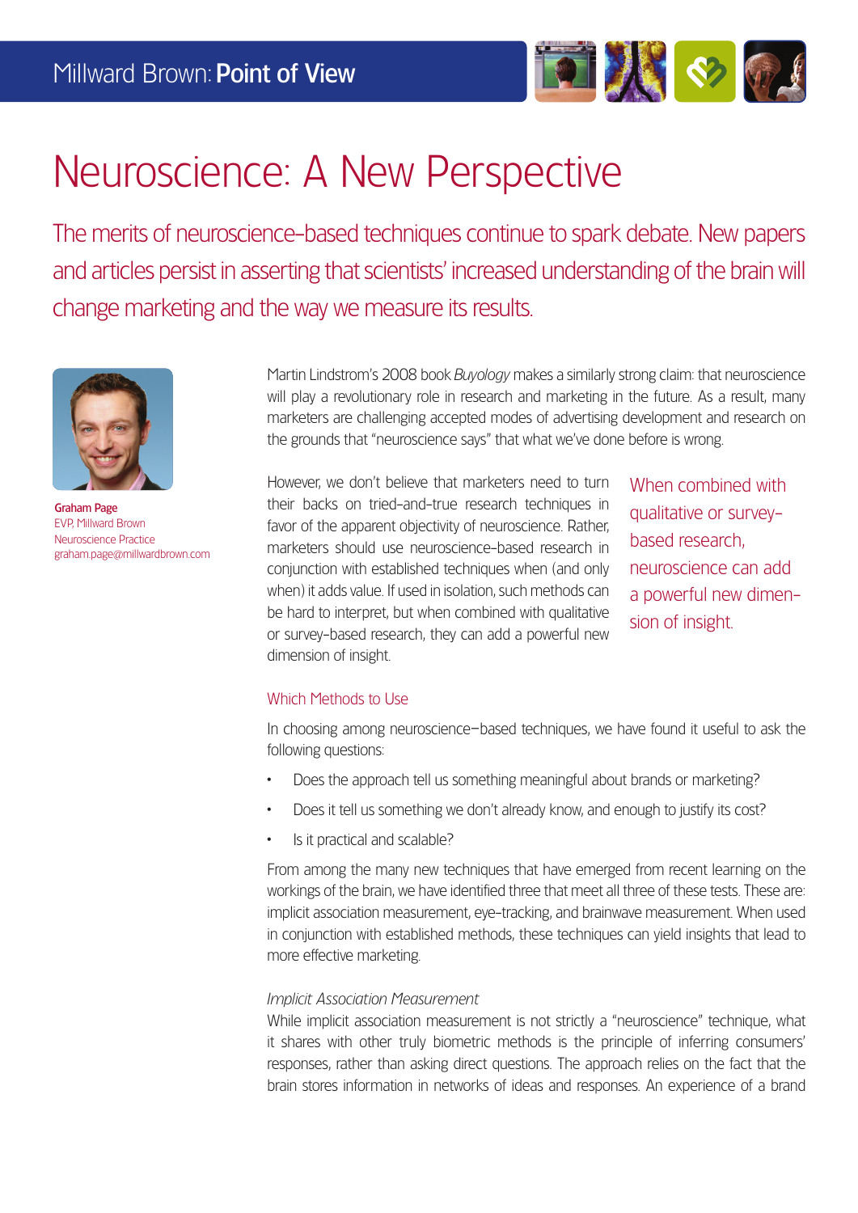Millward Brown: **Point of View**

# Neuroscience: A New Perspective

The merits of neuroscience-based techniques continue to spark debate. New papers and articles persist in asserting that scientists' increased understanding of the brain will change marketing and the way we measure its results.

**Graham Page**
EVP, Millward Brown
Neuroscience Practice
graham.page@millwardbrown.com

Martin Lindstrom's 2008 book *Buyology* makes a similarly strong claim: that neuroscience will play a revolutionary role in research and marketing in the future. As a result, many marketers are challenging accepted modes of advertising development and research on the grounds that "neuroscience says" that what we've done before is wrong.

However, we don't believe that marketers need to turn their backs on tried-and-true research techniques in favor of the apparent objectivity of neuroscience. Rather, marketers should use neuroscience-based research in conjunction with established techniques when (and only when) it adds value. If used in isolation, such methods can be hard to interpret, but when combined with qualitative or survey-based research, they can add a powerful new dimension of insight.

> When combined with qualitative or survey-based research, neuroscience can add a powerful new dimension of insight.

## Which Methods to Use

In choosing among neuroscience–based techniques, we have found it useful to ask the following questions:

- Does the approach tell us something meaningful about brands or marketing?
- Does it tell us something we don't already know, and enough to justify its cost?
- Is it practical and scalable?

From among the many new techniques that have emerged from recent learning on the workings of the brain, we have identified three that meet all three of these tests. These are: implicit association measurement, eye-tracking, and brainwave measurement. When used in conjunction with established methods, these techniques can yield insights that lead to more effective marketing.

### *Implicit Association Measurement*

While implicit association measurement is not strictly a "neuroscience" technique, what it shares with other truly biometric methods is the principle of inferring consumers' responses, rather than asking direct questions. The approach relies on the fact that the brain stores information in networks of ideas and responses. An experience of a brand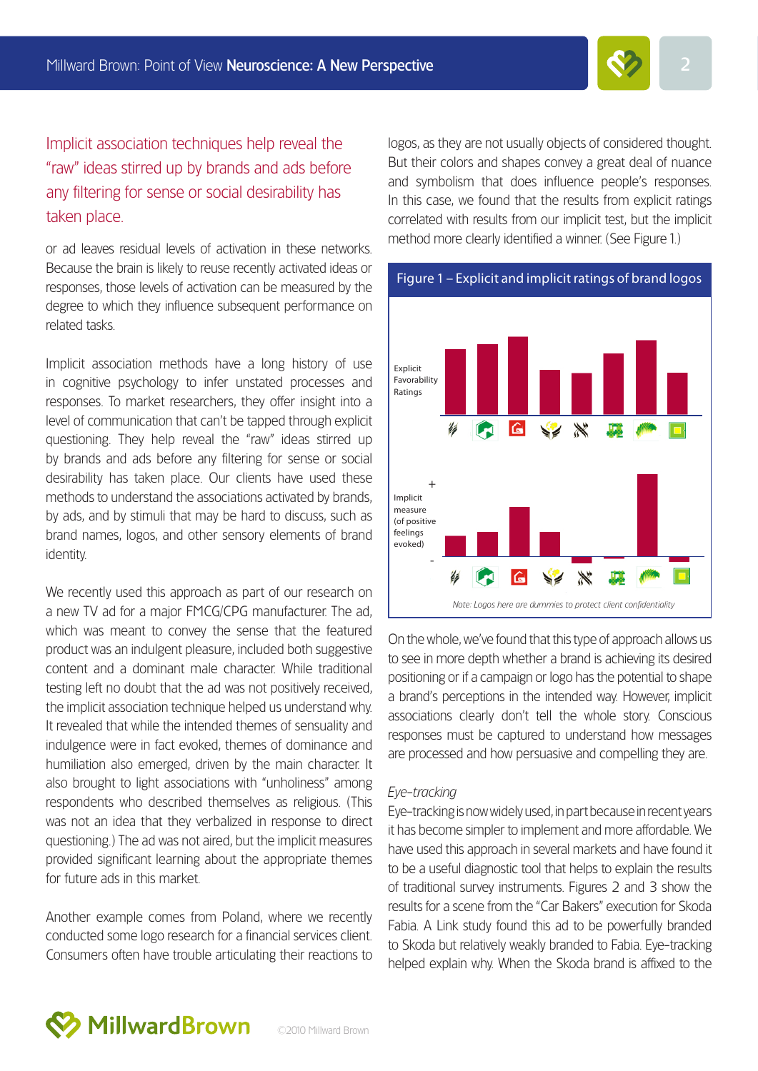> Implicit association techniques help reveal the "raw" ideas stirred up by brands and ads before any filtering for sense or social desirability has taken place.

or ad leaves residual levels of activation in these networks. Because the brain is likely to reuse recently activated ideas or responses, those levels of activation can be measured by the degree to which they influence subsequent performance on related tasks.

Implicit association methods have a long history of use in cognitive psychology to infer unstated processes and responses. To market researchers, they offer insight into a level of communication that can't be tapped through explicit questioning. They help reveal the "raw" ideas stirred up by brands and ads before any filtering for sense or social desirability has taken place. Our clients have used these methods to understand the associations activated by brands, by ads, and by stimuli that may be hard to discuss, such as brand names, logos, and other sensory elements of brand identity.

We recently used this approach as part of our research on a new TV ad for a major FMCG/CPG manufacturer. The ad, which was meant to convey the sense that the featured product was an indulgent pleasure, included both suggestive content and a dominant male character. While traditional testing left no doubt that the ad was not positively received, the implicit association technique helped us understand why. It revealed that while the intended themes of sensuality and indulgence were in fact evoked, themes of dominance and humiliation also emerged, driven by the main character. It also brought to light associations with "unholiness" among respondents who described themselves as religious. (This was not an idea that they verbalized in response to direct questioning.) The ad was not aired, but the implicit measures provided significant learning about the appropriate themes for future ads in this market.

Another example comes from Poland, where we recently conducted some logo research for a financial services client. Consumers often have trouble articulating their reactions to logos, as they are not usually objects of considered thought. But their colors and shapes convey a great deal of nuance and symbolism that does influence people's responses. In this case, we found that the results from explicit ratings correlated with results from our implicit test, but the implicit method more clearly identified a winner. (See Figure 1.)

**Figure 1 – Explicit and implicit ratings of brand logos**

Explicit Favorability Ratings

Implicit measure (of positive feelings evoked)

*Note: Logos here are dummies to protect client confidentiality*

On the whole, we've found that this type of approach allows us to see in more depth whether a brand is achieving its desired positioning or if a campaign or logo has the potential to shape a brand's perceptions in the intended way. However, implicit associations clearly don't tell the whole story. Conscious responses must be captured to understand how messages are processed and how persuasive and compelling they are.

*Eye-tracking*

Eye-tracking is now widely used, in part because in recent years it has become simpler to implement and more affordable. We have used this approach in several markets and have found it to be a useful diagnostic tool that helps to explain the results of traditional survey instruments. Figures 2 and 3 show the results for a scene from the "Car Bakers" execution for Skoda Fabia. A Link study found this ad to be powerfully branded to Skoda but relatively weakly branded to Fabia. Eye-tracking helped explain why. When the Skoda brand is affixed to the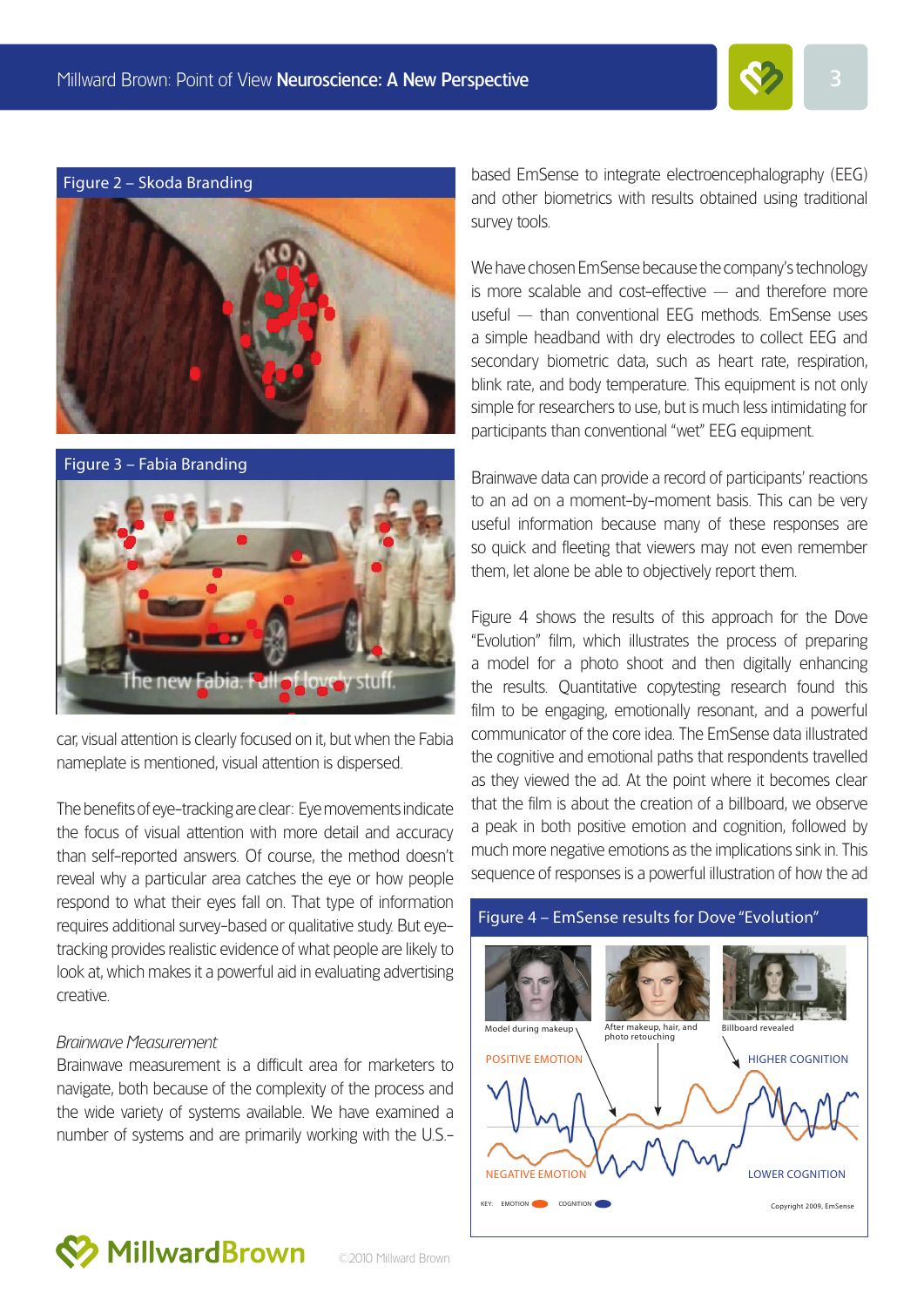Figure 2 – Skoda Branding

Figure 3 – Fabia Branding

car, visual attention is clearly focused on it, but when the Fabia nameplate is mentioned, visual attention is dispersed.

The benefits of eye-tracking are clear: Eye movements indicate the focus of visual attention with more detail and accuracy than self-reported answers. Of course, the method doesn't reveal why a particular area catches the eye or how people respond to what their eyes fall on. That type of information requires additional survey-based or qualitative study. But eye-tracking provides realistic evidence of what people are likely to look at, which makes it a powerful aid in evaluating advertising creative.

*Brainwave Measurement*

Brainwave measurement is a difficult area for marketers to navigate, both because of the complexity of the process and the wide variety of systems available. We have examined a number of systems and are primarily working with the U.S.-based EmSense to integrate electroencephalography (EEG) and other biometrics with results obtained using traditional survey tools.

We have chosen EmSense because the company's technology is more scalable and cost-effective — and therefore more useful — than conventional EEG methods. EmSense uses a simple headband with dry electrodes to collect EEG and secondary biometric data, such as heart rate, respiration, blink rate, and body temperature. This equipment is not only simple for researchers to use, but is much less intimidating for participants than conventional "wet" EEG equipment.

Brainwave data can provide a record of participants' reactions to an ad on a moment-by-moment basis. This can be very useful information because many of these responses are so quick and fleeting that viewers may not even remember them, let alone be able to objectively report them.

Figure 4 shows the results of this approach for the Dove "Evolution" film, which illustrates the process of preparing a model for a photo shoot and then digitally enhancing the results. Quantitative copytesting research found this film to be engaging, emotionally resonant, and a powerful communicator of the core idea. The EmSense data illustrated the cognitive and emotional paths that respondents travelled as they viewed the ad. At the point where it becomes clear that the film is about the creation of a billboard, we observe a peak in both positive emotion and cognition, followed by much more negative emotions as the implications sink in. This sequence of responses is a powerful illustration of how the ad

Figure 4 – EmSense results for Dove "Evolution"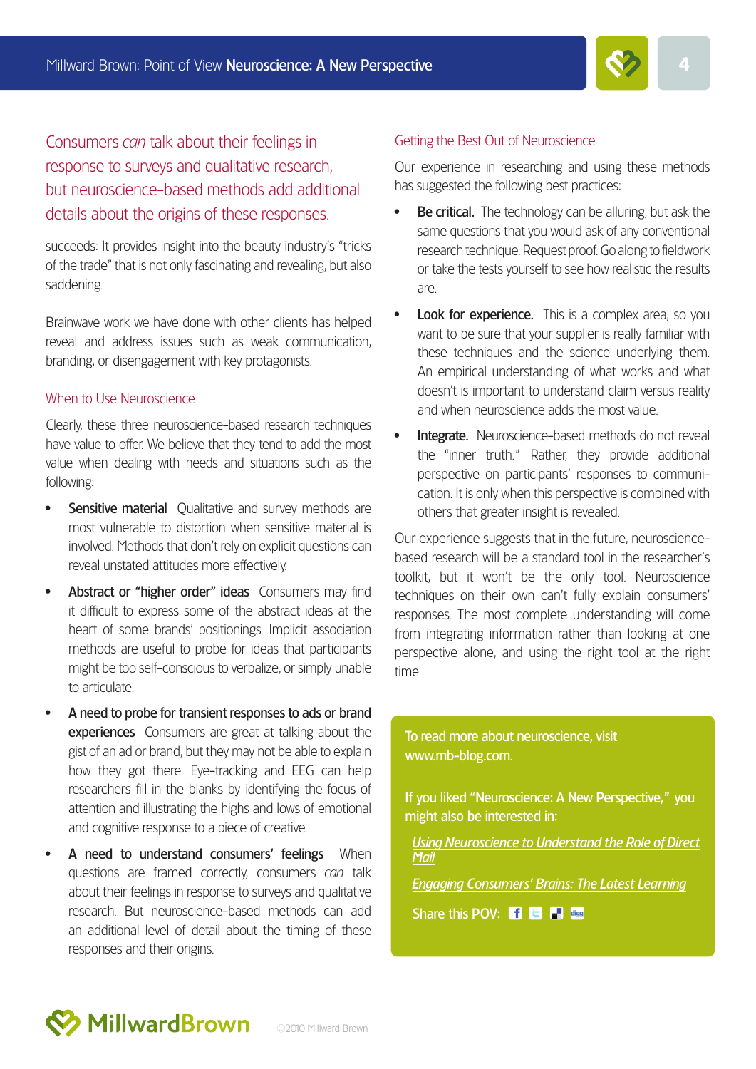> Consumers *can* talk about their feelings in response to surveys and qualitative research, but neuroscience-based methods add additional details about the origins of these responses.

succeeds: It provides insight into the beauty industry's "tricks of the trade" that is not only fascinating and revealing, but also saddening.

Brainwave work we have done with other clients has helped reveal and address issues such as weak communication, branding, or disengagement with key protagonists.

## When to Use Neuroscience

Clearly, these three neuroscience-based research techniques have value to offer. We believe that they tend to add the most value when dealing with needs and situations such as the following:

- **Sensitive material** Qualitative and survey methods are most vulnerable to distortion when sensitive material is involved. Methods that don't rely on explicit questions can reveal unstated attitudes more effectively.
- **Abstract or "higher order" ideas** Consumers may find it difficult to express some of the abstract ideas at the heart of some brands' positionings. Implicit association methods are useful to probe for ideas that participants might be too self-conscious to verbalize, or simply unable to articulate.
- **A need to probe for transient responses to ads or brand experiences** Consumers are great at talking about the gist of an ad or brand, but they may not be able to explain how they got there. Eye-tracking and EEG can help researchers fill in the blanks by identifying the focus of attention and illustrating the highs and lows of emotional and cognitive response to a piece of creative.
- **A need to understand consumers' feelings** When questions are framed correctly, consumers *can* talk about their feelings in response to surveys and qualitative research. But neuroscience-based methods can add an additional level of detail about the timing of these responses and their origins.

## Getting the Best Out of Neuroscience

Our experience in researching and using these methods has suggested the following best practices:

- **Be critical.** The technology can be alluring, but ask the same questions that you would ask of any conventional research technique. Request proof. Go along to fieldwork or take the tests yourself to see how realistic the results are.
- **Look for experience.** This is a complex area, so you want to be sure that your supplier is really familiar with these techniques and the science underlying them. An empirical understanding of what works and what doesn't is important to understand claim versus reality and when neuroscience adds the most value.
- **Integrate.** Neuroscience-based methods do not reveal the "inner truth." Rather, they provide additional perspective on participants' responses to communication. It is only when this perspective is combined with others that greater insight is revealed.

Our experience suggests that in the future, neuroscience-based research will be a standard tool in the researcher's toolkit, but it won't be the only tool. Neuroscience techniques on their own can't fully explain consumers' responses. The most complete understanding will come from integrating information rather than looking at one perspective alone, and using the right tool at the right time.

To read more about neuroscience, visit www.mb-blog.com.

If you liked "Neuroscience: A New Perspective," you might also be interested in:

*Using Neuroscience to Understand the Role of Direct Mail*

*Engaging Consumers' Brains: The Latest Learning*

Share this POV:

MillwardBrown ©2010 Millward Brown